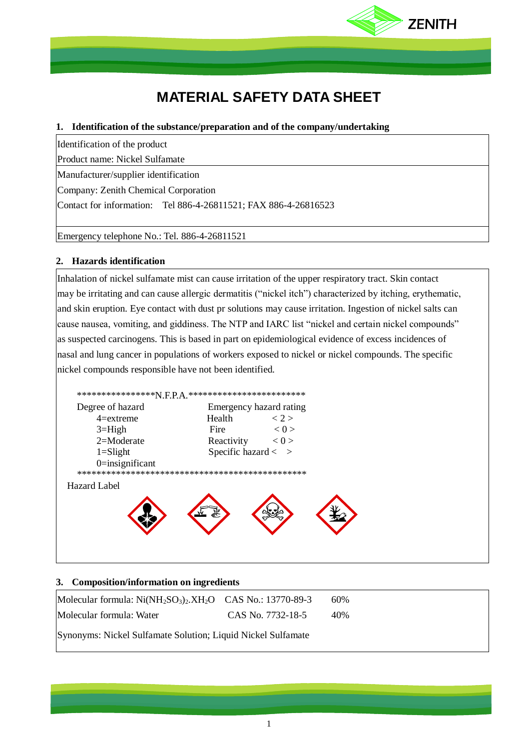# MATERIAL SAFETY DATA SHEET

## 1. Identification of the substance/preparation and of the company/undertaking

Identification of the product

Product name: Nickel Sulfamate

Manufacturer/supplier identification

Company: Zenith Chemical Corporation

Contact for information: Tel 886-4-26811521; FAX 886-4-26816523

Emergency telephone No.: Tel. 886-4-26811521

## 2. Hazards identification

Inhalation of nickel sulfamate mist can cause irritation of the upper respiratory tract. Skin contact may be irritating and can cause allergic dermatitis (“nickel itch”) characterized by itching, erythematic, and skin eruption. Eye contact with dust pr solutions may cause irritation. Ingestion of nickel salts can cause nausea, vomiting, and giddiness. The NTP and IARC list “nickel and certain nickel compounds” as suspected carcinogens. This is based in part on epidemiological evidence of excess incidences of nasal and lung cancer in populations of workers exposed to nickel or nickel compounds. The specific nickel compounds responsible have not been identified.

****************N.F.P.A.***********************

| Degree of hazard | Emergency hazard rating | |
|---|---|---|
| 4=extreme | Health | < 2 > |
| 3=High | Fire | < 0 > |
| 2=Moderate | Reactivity | < 0 > |
| 1=Slight | Specific hazard | < > |
| 0=insignificant | | |

************************************************

Hazard Label

## 3. Composition/information on ingredients

| Molecular formula | CAS No. | % |
|---|---|---|
| Molecular formula: $Ni(NH_2SO_3)_2.XH_2O$ | CAS No.: 13770-89-3 | 60% |
| Molecular formula: Water | CAS No. 7732-18-5 | 40% |

Synonyms: Nickel Sulfamate Solution; Liquid Nickel Sulfamate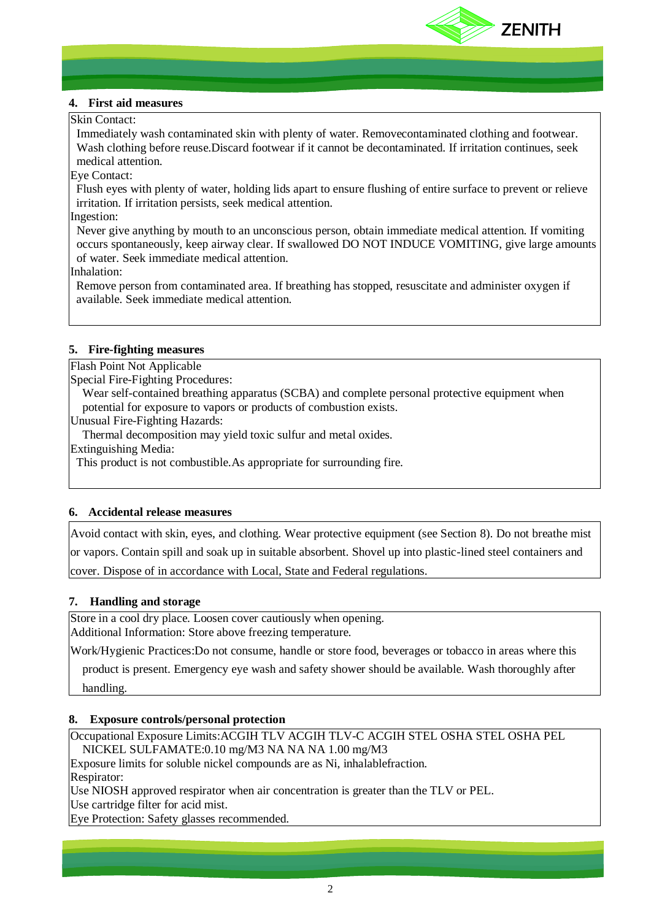## 4. First aid measures

Skin Contact:

Immediately wash contaminated skin with plenty of water. Removecontaminated clothing and footwear. Wash clothing before reuse.Discard footwear if it cannot be decontaminated. If irritation continues, seek medical attention.

Eye Contact:

Flush eyes with plenty of water, holding lids apart to ensure flushing of entire surface to prevent or relieve irritation. If irritation persists, seek medical attention.

Ingestion:

Never give anything by mouth to an unconscious person, obtain immediate medical attention. If vomiting occurs spontaneously, keep airway clear. If swallowed DO NOT INDUCE VOMITING, give large amounts of water. Seek immediate medical attention.

Inhalation:

Remove person from contaminated area. If breathing has stopped, resuscitate and administer oxygen if available. Seek immediate medical attention.

## 5. Fire-fighting measures

Flash Point Not Applicable

Special Fire-Fighting Procedures:

Wear self-contained breathing apparatus (SCBA) and complete personal protective equipment when potential for exposure to vapors or products of combustion exists.

Unusual Fire-Fighting Hazards:

Thermal decomposition may yield toxic sulfur and metal oxides.

Extinguishing Media:

This product is not combustible.As appropriate for surrounding fire.

## 6. Accidental release measures

Avoid contact with skin, eyes, and clothing. Wear protective equipment (see Section 8). Do not breathe mist or vapors. Contain spill and soak up in suitable absorbent. Shovel up into plastic-lined steel containers and cover. Dispose of in accordance with Local, State and Federal regulations.

## 7. Handling and storage

Store in a cool dry place. Loosen cover cautiously when opening.

Additional Information: Store above freezing temperature.

Work/Hygienic Practices:Do not consume, handle or store food, beverages or tobacco in areas where this product is present. Emergency eye wash and safety shower should be available. Wash thoroughly after handling.

## 8. Exposure controls/personal protection

Occupational Exposure Limits:ACGIH TLV ACGIH TLV-C ACGIH STEL OSHA STEL OSHA PEL

NICKEL SULFAMATE:0.10 mg/M3 NA NA NA 1.00 mg/M3

Exposure limits for soluble nickel compounds are as Ni, inhalablefraction.

Respirator:

Use NIOSH approved respirator when air concentration is greater than the TLV or PEL.

Use cartridge filter for acid mist.

Eye Protection: Safety glasses recommended.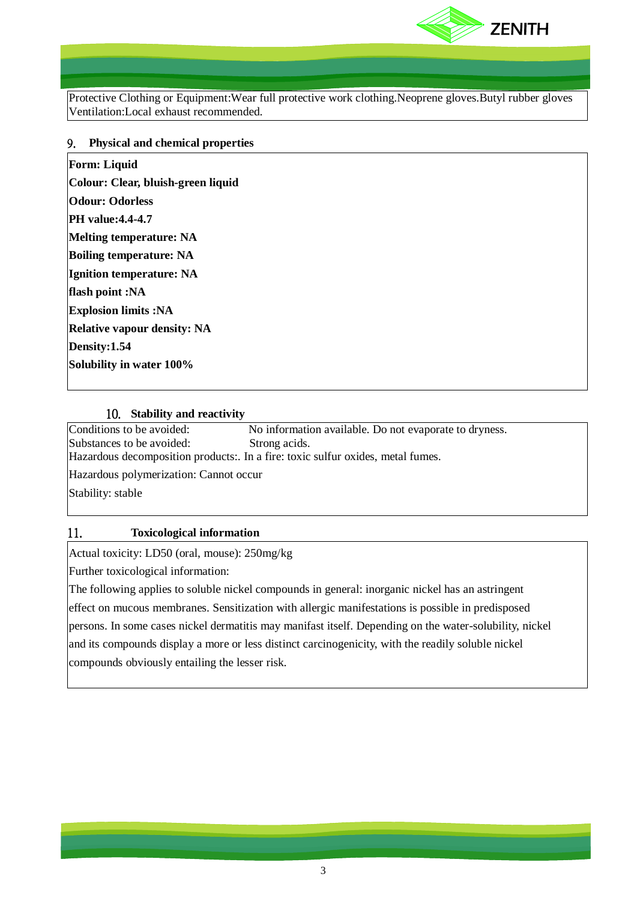Protective Clothing or Equipment:Wear full protective work clothing.Neoprene gloves.Butyl rubber gloves
Ventilation:Local exhaust recommended.

## 9. Physical and chemical properties

**Form: Liquid**

**Colour: Clear, bluish-green liquid**

**Odour: Odorless**

**PH value:4.4-4.7**

**Melting temperature: NA**

**Boiling temperature: NA**

**Ignition temperature: NA**

**flash point :NA**

**Explosion limits :NA**

**Relative vapour density: NA**

**Density:1.54**

**Solubility in water 100%**

## 10. Stability and reactivity

| | |
|---|---|
| Conditions to be avoided: | No information available. Do not evaporate to dryness. |
| Substances to be avoided: | Strong acids. |

Hazardous decomposition products:. In a fire: toxic sulfur oxides, metal fumes.

Hazardous polymerization: Cannot occur

Stability: stable

## 11. Toxicological information

Actual toxicity: LD50 (oral, mouse): 250mg/kg

Further toxicological information:

The following applies to soluble nickel compounds in general: inorganic nickel has an astringent effect on mucous membranes. Sensitization with allergic manifestations is possible in predisposed persons. In some cases nickel dermatitis may manifast itself. Depending on the water-solubility, nickel and its compounds display a more or less distinct carcinogenicity, with the readily soluble nickel compounds obviously entailing the lesser risk.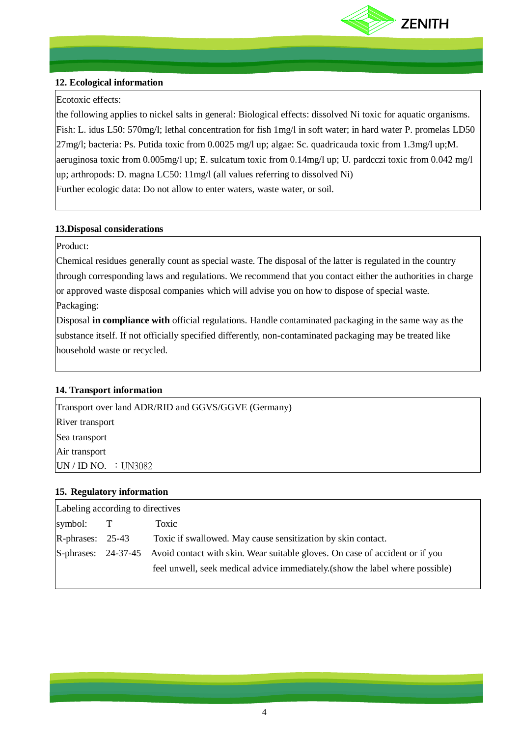## 12. Ecological information

Ecotoxic effects:

the following applies to nickel salts in general: Biological effects: dissolved Ni toxic for aquatic organisms. Fish: L. idus L50: 570mg/l; lethal concentration for fish 1mg/l in soft water; in hard water P. promelas LD50 27mg/l; bacteria: Ps. Putida toxic from 0.0025 mg/l up; algae: Sc. quadricauda toxic from 1.3mg/l up;M. aeruginosa toxic from 0.005mg/l up; E. sulcatum toxic from 0.14mg/l up; U. pardcczi toxic from 0.042 mg/l up; arthropods: D. magna LC50: 11mg/l (all values referring to dissolved Ni)

Further ecologic data: Do not allow to enter waters, waste water, or soil.

## 13.Disposal considerations

Product:

Chemical residues generally count as special waste. The disposal of the latter is regulated in the country through corresponding laws and regulations. We recommend that you contact either the authorities in charge or approved waste disposal companies which will advise you on how to dispose of special waste.

Packaging:

Disposal **in compliance with** official regulations. Handle contaminated packaging in the same way as the substance itself. If not officially specified differently, non-contaminated packaging may be treated like household waste or recycled.

## 14. Transport information

Transport over land ADR/RID and GGVS/GGVE (Germany)

River transport

Sea transport

Air transport

UN / ID NO. ：UN3082

## 15. Regulatory information

Labeling according to directives

| | | |
|---|---|---|
| symbol: | T | Toxic |
| R-phrases: | 25-43 | Toxic if swallowed. May cause sensitization by skin contact. |
| S-phrases: | 24-37-45 | Avoid contact with skin. Wear suitable gloves. On case of accident or if you feel unwell, seek medical advice immediately.(show the label where possible) |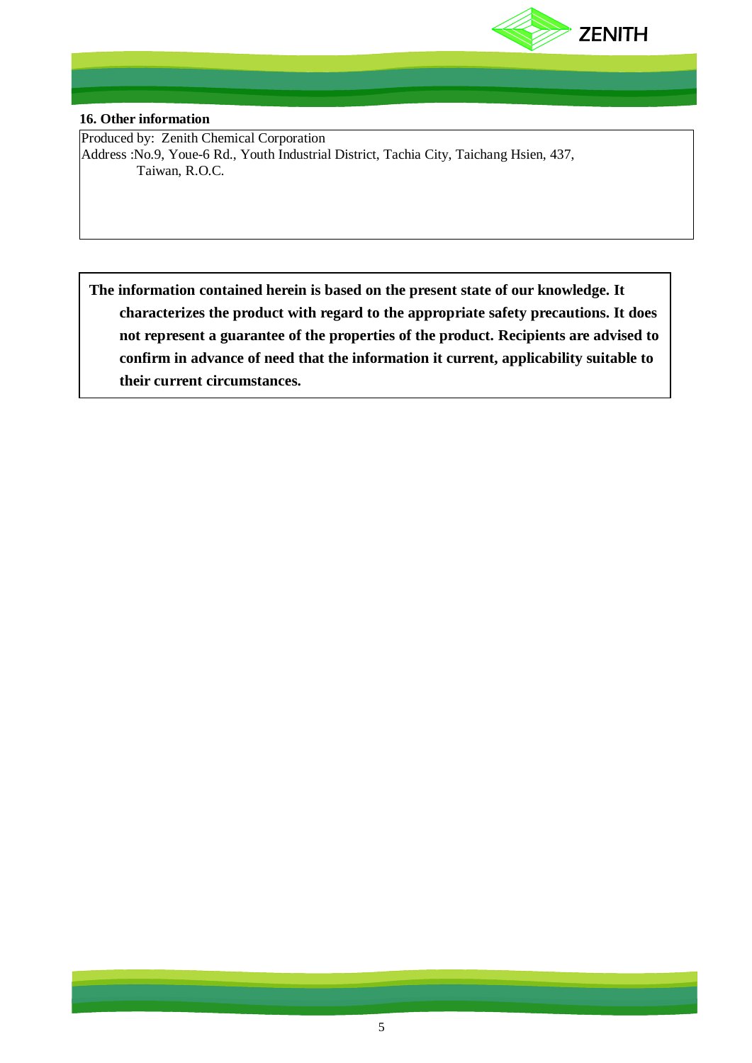## 16. Other information

Produced by: Zenith Chemical Corporation
Address :No.9, Youe-6 Rd., Youth Industrial District, Tachia City, Taichang Hsien, 437, Taiwan, R.O.C.

**The information contained herein is based on the present state of our knowledge. It characterizes the product with regard to the appropriate safety precautions. It does not represent a guarantee of the properties of the product. Recipients are advised to confirm in advance of need that the information it current, applicability suitable to their current circumstances.**